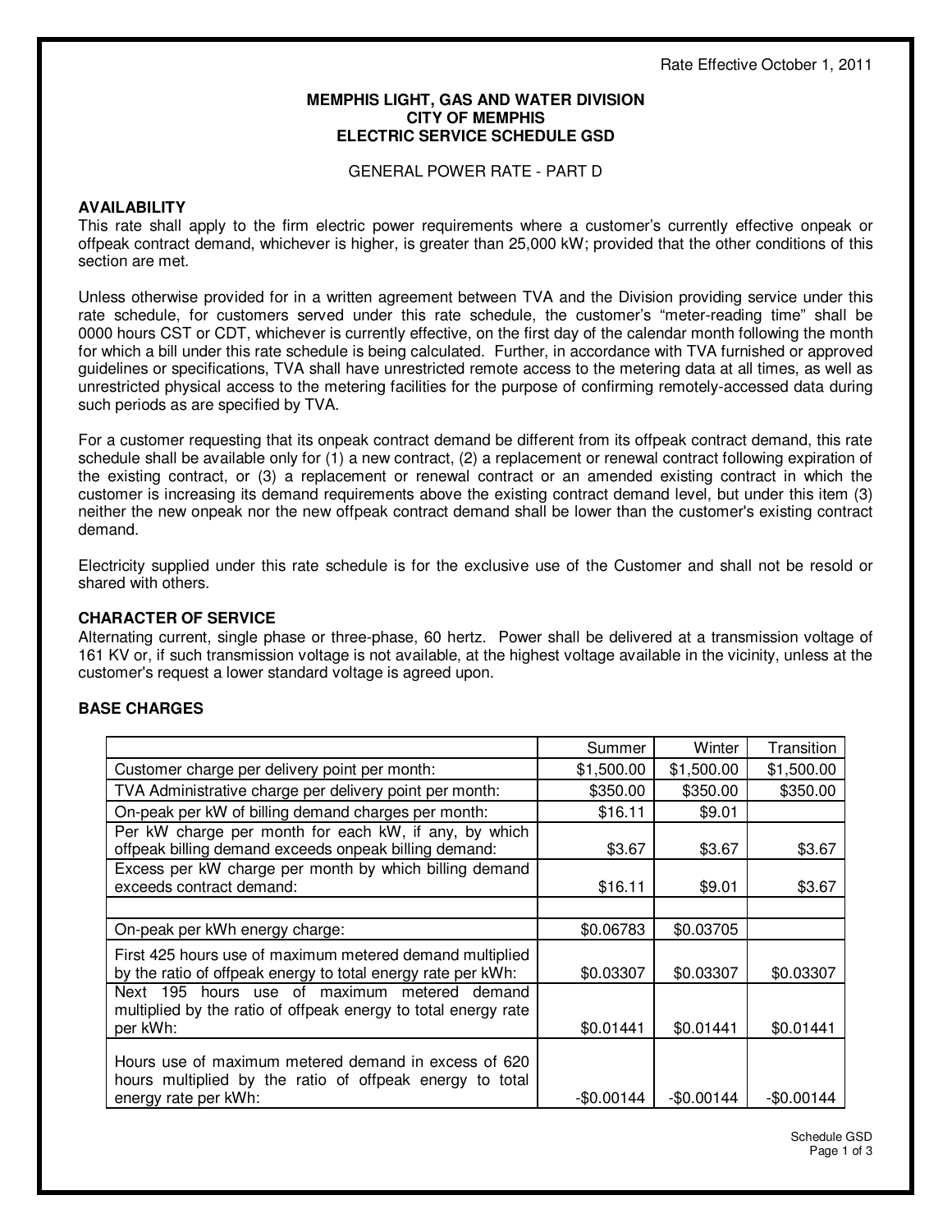Rate Effective October 1, 2011

**MEMPHIS LIGHT, GAS AND WATER DIVISION**
**CITY OF MEMPHIS**
**ELECTRIC SERVICE SCHEDULE GSD**

GENERAL POWER RATE - PART D

## AVAILABILITY

This rate shall apply to the firm electric power requirements where a customer's currently effective onpeak or offpeak contract demand, whichever is higher, is greater than 25,000 kW; provided that the other conditions of this section are met.

Unless otherwise provided for in a written agreement between TVA and the Division providing service under this rate schedule, for customers served under this rate schedule, the customer's "meter-reading time" shall be 0000 hours CST or CDT, whichever is currently effective, on the first day of the calendar month following the month for which a bill under this rate schedule is being calculated. Further, in accordance with TVA furnished or approved guidelines or specifications, TVA shall have unrestricted remote access to the metering data at all times, as well as unrestricted physical access to the metering facilities for the purpose of confirming remotely-accessed data during such periods as are specified by TVA.

For a customer requesting that its onpeak contract demand be different from its offpeak contract demand, this rate schedule shall be available only for (1) a new contract, (2) a replacement or renewal contract following expiration of the existing contract, or (3) a replacement or renewal contract or an amended existing contract in which the customer is increasing its demand requirements above the existing contract demand level, but under this item (3) neither the new onpeak nor the new offpeak contract demand shall be lower than the customer's existing contract demand.

Electricity supplied under this rate schedule is for the exclusive use of the Customer and shall not be resold or shared with others.

## CHARACTER OF SERVICE

Alternating current, single phase or three-phase, 60 hertz. Power shall be delivered at a transmission voltage of 161 KV or, if such transmission voltage is not available, at the highest voltage available in the vicinity, unless at the customer's request a lower standard voltage is agreed upon.

## BASE CHARGES

| | Summer | Winter | Transition |
|---|---|---|---|
| Customer charge per delivery point per month: | $1,500.00 | $1,500.00 | $1,500.00 |
| TVA Administrative charge per delivery point per month: | $350.00 | $350.00 | $350.00 |
| On-peak per kW of billing demand charges per month: | $16.11 | $9.01 | |
| Per kW charge per month for each kW, if any, by which offpeak billing demand exceeds onpeak billing demand: | $3.67 | $3.67 | $3.67 |
| Excess per kW charge per month by which billing demand exceeds contract demand: | $16.11 | $9.01 | $3.67 |
| | | | |
| On-peak per kWh energy charge: | $0.06783 | $0.03705 | |
| First 425 hours use of maximum metered demand multiplied by the ratio of offpeak energy to total energy rate per kWh: | $0.03307 | $0.03307 | $0.03307 |
| Next 195 hours use of maximum metered demand multiplied by the ratio of offpeak energy to total energy rate per kWh: | $0.01441 | $0.01441 | $0.01441 |
| Hours use of maximum metered demand in excess of 620 hours multiplied by the ratio of offpeak energy to total energy rate per kWh: | -$0.00144 | -$0.00144 | -$0.00144 |

Schedule GSD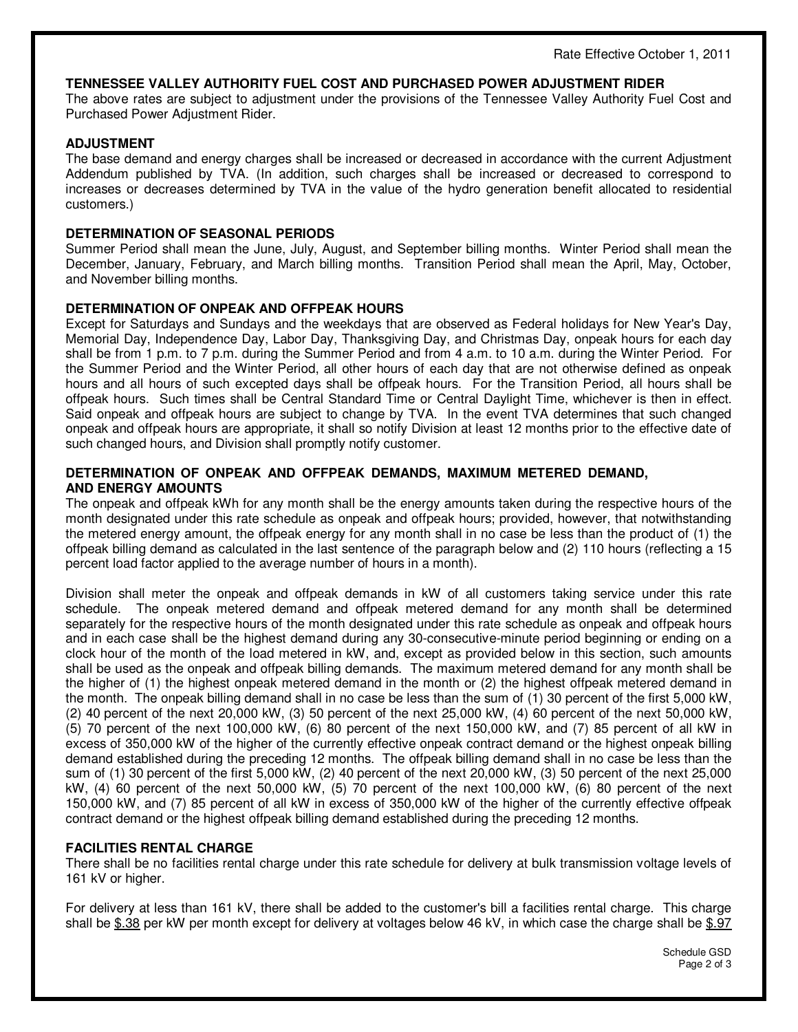Rate Effective October 1, 2011

**TENNESSEE VALLEY AUTHORITY FUEL COST AND PURCHASED POWER ADJUSTMENT RIDER**
The above rates are subject to adjustment under the provisions of the Tennessee Valley Authority Fuel Cost and Purchased Power Adjustment Rider.

**ADJUSTMENT**
The base demand and energy charges shall be increased or decreased in accordance with the current Adjustment Addendum published by TVA. (In addition, such charges shall be increased or decreased to correspond to increases or decreases determined by TVA in the value of the hydro generation benefit allocated to residential customers.)

**DETERMINATION OF SEASONAL PERIODS**
Summer Period shall mean the June, July, August, and September billing months. Winter Period shall mean the December, January, February, and March billing months. Transition Period shall mean the April, May, October, and November billing months.

**DETERMINATION OF ONPEAK AND OFFPEAK HOURS**
Except for Saturdays and Sundays and the weekdays that are observed as Federal holidays for New Year's Day, Memorial Day, Independence Day, Labor Day, Thanksgiving Day, and Christmas Day, onpeak hours for each day shall be from 1 p.m. to 7 p.m. during the Summer Period and from 4 a.m. to 10 a.m. during the Winter Period. For the Summer Period and the Winter Period, all other hours of each day that are not otherwise defined as onpeak hours and all hours of such excepted days shall be offpeak hours. For the Transition Period, all hours shall be offpeak hours. Such times shall be Central Standard Time or Central Daylight Time, whichever is then in effect. Said onpeak and offpeak hours are subject to change by TVA. In the event TVA determines that such changed onpeak and offpeak hours are appropriate, it shall so notify Division at least 12 months prior to the effective date of such changed hours, and Division shall promptly notify customer.

**DETERMINATION OF ONPEAK AND OFFPEAK DEMANDS, MAXIMUM METERED DEMAND, AND ENERGY AMOUNTS**
The onpeak and offpeak kWh for any month shall be the energy amounts taken during the respective hours of the month designated under this rate schedule as onpeak and offpeak hours; provided, however, that notwithstanding the metered energy amount, the offpeak energy for any month shall in no case be less than the product of (1) the offpeak billing demand as calculated in the last sentence of the paragraph below and (2) 110 hours (reflecting a 15 percent load factor applied to the average number of hours in a month).

Division shall meter the onpeak and offpeak demands in kW of all customers taking service under this rate schedule. The onpeak metered demand and offpeak metered demand for any month shall be determined separately for the respective hours of the month designated under this rate schedule as onpeak and offpeak hours and in each case shall be the highest demand during any 30-consecutive-minute period beginning or ending on a clock hour of the month of the load metered in kW, and, except as provided below in this section, such amounts shall be used as the onpeak and offpeak billing demands. The maximum metered demand for any month shall be the higher of (1) the highest onpeak metered demand in the month or (2) the highest offpeak metered demand in the month. The onpeak billing demand shall in no case be less than the sum of (1) 30 percent of the first 5,000 kW, (2) 40 percent of the next 20,000 kW, (3) 50 percent of the next 25,000 kW, (4) 60 percent of the next 50,000 kW, (5) 70 percent of the next 100,000 kW, (6) 80 percent of the next 150,000 kW, and (7) 85 percent of all kW in excess of 350,000 kW of the higher of the currently effective onpeak contract demand or the highest onpeak billing demand established during the preceding 12 months. The offpeak billing demand shall in no case be less than the sum of (1) 30 percent of the first 5,000 kW, (2) 40 percent of the next 20,000 kW, (3) 50 percent of the next 25,000 kW, (4) 60 percent of the next 50,000 kW, (5) 70 percent of the next 100,000 kW, (6) 80 percent of the next 150,000 kW, and (7) 85 percent of all kW in excess of 350,000 kW of the higher of the currently effective offpeak contract demand or the highest offpeak billing demand established during the preceding 12 months.

**FACILITIES RENTAL CHARGE**
There shall be no facilities rental charge under this rate schedule for delivery at bulk transmission voltage levels of 161 kV or higher.

For delivery at less than 161 kV, there shall be added to the customer's bill a facilities rental charge. This charge shall be $.38 per kW per month except for delivery at voltages below 46 kV, in which case the charge shall be $.97

Schedule GSD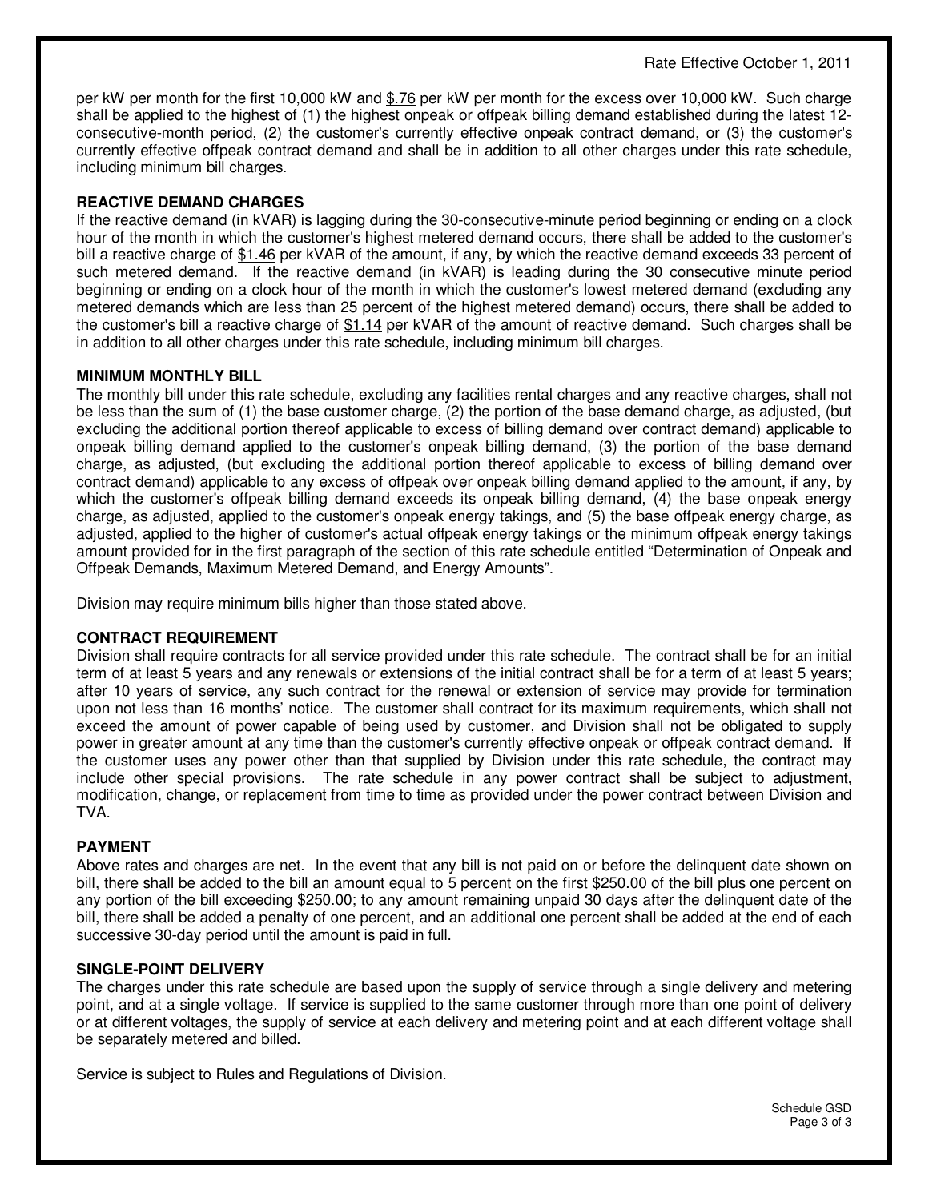per kW per month for the first 10,000 kW and $.76 per kW per month for the excess over 10,000 kW. Such charge shall be applied to the highest of (1) the highest onpeak or offpeak billing demand established during the latest 12-consecutive-month period, (2) the customer's currently effective onpeak contract demand, or (3) the customer's currently effective offpeak contract demand and shall be in addition to all other charges under this rate schedule, including minimum bill charges.

**REACTIVE DEMAND CHARGES**

If the reactive demand (in kVAR) is lagging during the 30-consecutive-minute period beginning or ending on a clock hour of the month in which the customer's highest metered demand occurs, there shall be added to the customer's bill a reactive charge of $1.46 per kVAR of the amount, if any, by which the reactive demand exceeds 33 percent of such metered demand. If the reactive demand (in kVAR) is leading during the 30 consecutive minute period beginning or ending on a clock hour of the month in which the customer's lowest metered demand (excluding any metered demands which are less than 25 percent of the highest metered demand) occurs, there shall be added to the customer's bill a reactive charge of $1.14 per kVAR of the amount of reactive demand. Such charges shall be in addition to all other charges under this rate schedule, including minimum bill charges.

**MINIMUM MONTHLY BILL**

The monthly bill under this rate schedule, excluding any facilities rental charges and any reactive charges, shall not be less than the sum of (1) the base customer charge, (2) the portion of the base demand charge, as adjusted, (but excluding the additional portion thereof applicable to excess of billing demand over contract demand) applicable to onpeak billing demand applied to the customer's onpeak billing demand, (3) the portion of the base demand charge, as adjusted, (but excluding the additional portion thereof applicable to excess of billing demand over contract demand) applicable to any excess of offpeak over onpeak billing demand applied to the amount, if any, by which the customer's offpeak billing demand exceeds its onpeak billing demand, (4) the base onpeak energy charge, as adjusted, applied to the customer's onpeak energy takings, and (5) the base offpeak energy charge, as adjusted, applied to the higher of customer's actual offpeak energy takings or the minimum offpeak energy takings amount provided for in the first paragraph of the section of this rate schedule entitled "Determination of Onpeak and Offpeak Demands, Maximum Metered Demand, and Energy Amounts".

Division may require minimum bills higher than those stated above.

**CONTRACT REQUIREMENT**

Division shall require contracts for all service provided under this rate schedule. The contract shall be for an initial term of at least 5 years and any renewals or extensions of the initial contract shall be for a term of at least 5 years; after 10 years of service, any such contract for the renewal or extension of service may provide for termination upon not less than 16 months' notice. The customer shall contract for its maximum requirements, which shall not exceed the amount of power capable of being used by customer, and Division shall not be obligated to supply power in greater amount at any time than the customer's currently effective onpeak or offpeak contract demand. If the customer uses any power other than that supplied by Division under this rate schedule, the contract may include other special provisions. The rate schedule in any power contract shall be subject to adjustment, modification, change, or replacement from time to time as provided under the power contract between Division and TVA.

**PAYMENT**

Above rates and charges are net. In the event that any bill is not paid on or before the delinquent date shown on bill, there shall be added to the bill an amount equal to 5 percent on the first $250.00 of the bill plus one percent on any portion of the bill exceeding $250.00; to any amount remaining unpaid 30 days after the delinquent date of the bill, there shall be added a penalty of one percent, and an additional one percent shall be added at the end of each successive 30-day period until the amount is paid in full.

**SINGLE-POINT DELIVERY**

The charges under this rate schedule are based upon the supply of service through a single delivery and metering point, and at a single voltage. If service is supplied to the same customer through more than one point of delivery or at different voltages, the supply of service at each delivery and metering point and at each different voltage shall be separately metered and billed.

Service is subject to Rules and Regulations of Division.